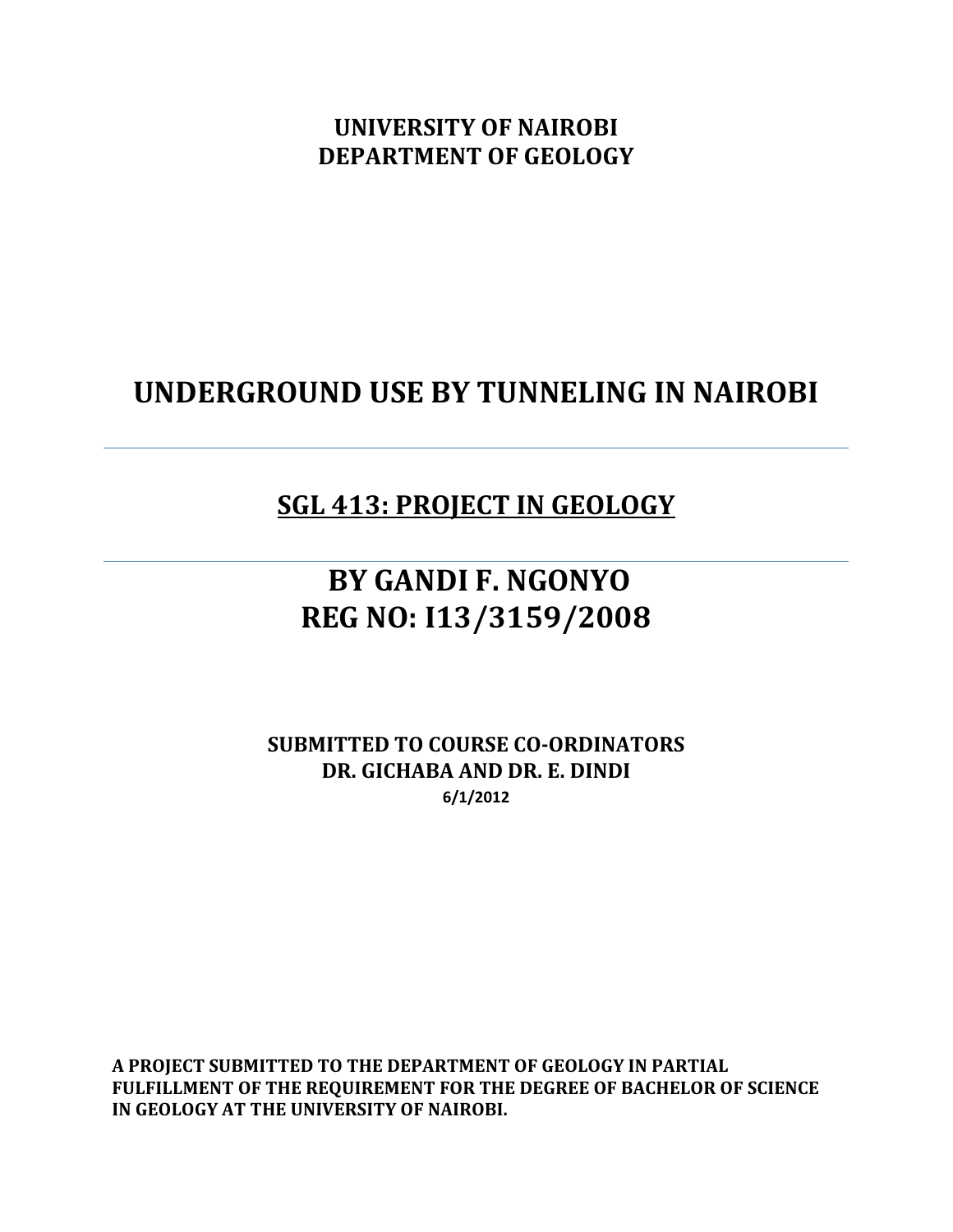**UNIVERSITY OF NAIROBI**
**DEPARTMENT OF GEOLOGY**

# UNDERGROUND USE BY TUNNELING IN NAIROBI

---

## SGL 413: PROJECT IN GEOLOGY

---

## BY GANDI F. NGONYO
## REG NO: I13/3159/2008

**SUBMITTED TO COURSE CO-ORDINATORS**
**DR. GICHABA AND DR. E. DINDI**
**6/1/2012**

**A PROJECT SUBMITTED TO THE DEPARTMENT OF GEOLOGY IN PARTIAL FULFILLMENT OF THE REQUIREMENT FOR THE DEGREE OF BACHELOR OF SCIENCE IN GEOLOGY AT THE UNIVERSITY OF NAIROBI.**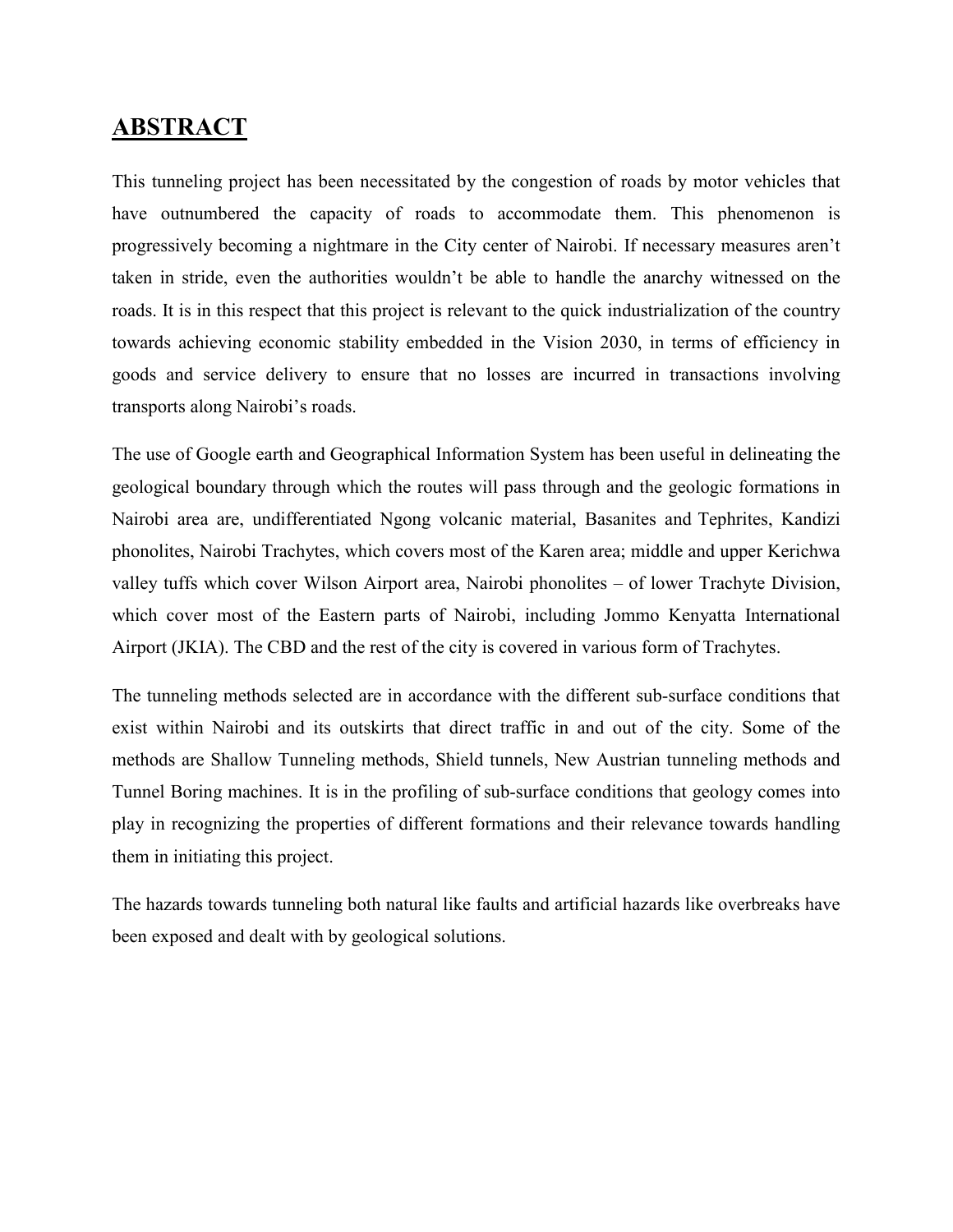## ABSTRACT

This tunneling project has been necessitated by the congestion of roads by motor vehicles that have outnumbered the capacity of roads to accommodate them. This phenomenon is progressively becoming a nightmare in the City center of Nairobi. If necessary measures aren't taken in stride, even the authorities wouldn't be able to handle the anarchy witnessed on the roads. It is in this respect that this project is relevant to the quick industrialization of the country towards achieving economic stability embedded in the Vision 2030, in terms of efficiency in goods and service delivery to ensure that no losses are incurred in transactions involving transports along Nairobi's roads.

The use of Google earth and Geographical Information System has been useful in delineating the geological boundary through which the routes will pass through and the geologic formations in Nairobi area are, undifferentiated Ngong volcanic material, Basanites and Tephrites, Kandizi phonolites, Nairobi Trachytes, which covers most of the Karen area; middle and upper Kerichwa valley tuffs which cover Wilson Airport area, Nairobi phonolites – of lower Trachyte Division, which cover most of the Eastern parts of Nairobi, including Jommo Kenyatta International Airport (JKIA). The CBD and the rest of the city is covered in various form of Trachytes.

The tunneling methods selected are in accordance with the different sub-surface conditions that exist within Nairobi and its outskirts that direct traffic in and out of the city. Some of the methods are Shallow Tunneling methods, Shield tunnels, New Austrian tunneling methods and Tunnel Boring machines. It is in the profiling of sub-surface conditions that geology comes into play in recognizing the properties of different formations and their relevance towards handling them in initiating this project.

The hazards towards tunneling both natural like faults and artificial hazards like overbreaks have been exposed and dealt with by geological solutions.